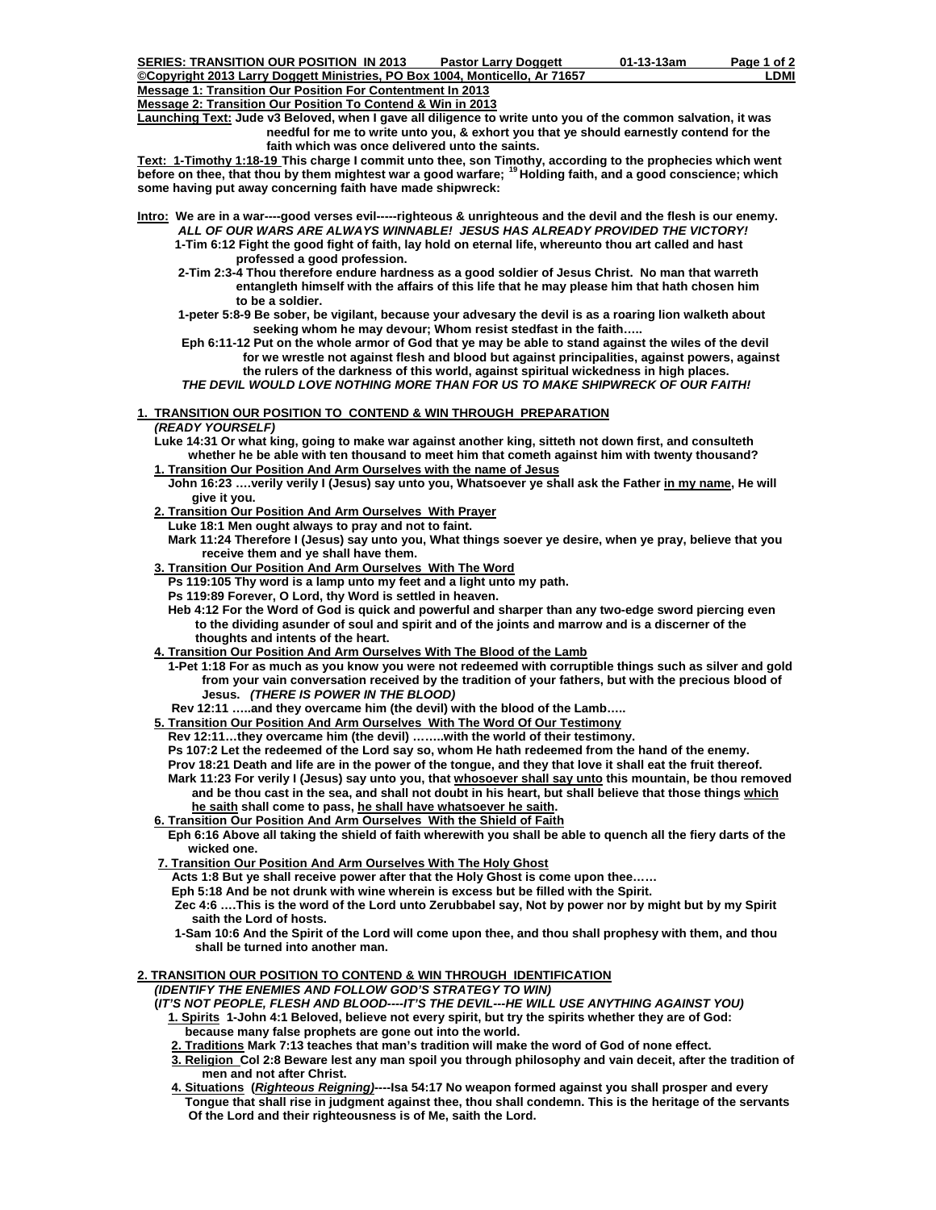**SERIES: TRANSITION OUR POSITION IN 2013 Pastor Larry Doggett 01-13-13am**
**©Copyright 2013 Larry Doggett Ministries, PO Box 1004, Monticello, Ar 71657 LDMI**

**Message 1: Transition Our Position For Contentment In 2013**
**Message 2: Transition Our Position To Contend & Win in 2013**

**Launching Text: Jude v3 Beloved, when I gave all diligence to write unto you of the common salvation, it was needful for me to write unto you, & exhort you that ye should earnestly contend for the faith which was once delivered unto the saints.**

**Text: 1-Timothy 1:18-19 This charge I commit unto thee, son Timothy, according to the prophecies which went before on thee, that thou by them mightest war a good warfare; [19] Holding faith, and a good conscience; which some having put away concerning faith have made shipwreck:**

**Intro: We are in a war----good verses evil-----righteous & unrighteous and the devil and the flesh is our enemy.**
***ALL OF OUR WARS ARE ALWAYS WINNABLE! JESUS HAS ALREADY PROVIDED THE VICTORY!***
**1-Tim 6:12 Fight the good fight of faith, lay hold on eternal life, whereunto thou art called and hast professed a good profession.**
**2-Tim 2:3-4 Thou therefore endure hardness as a good soldier of Jesus Christ. No man that warreth entangleth himself with the affairs of this life that he may please him that hath chosen him to be a soldier.**
**1-peter 5:8-9 Be sober, be vigilant, because your advesary the devil is as a roaring lion walketh about seeking whom he may devour; Whom resist stedfast in the faith…..**
**Eph 6:11-12 Put on the whole armor of God that ye may be able to stand against the wiles of the devil for we wrestle not against flesh and blood but against principalities, against powers, against the rulers of the darkness of this world, against spiritual wickedness in high places.**
***THE DEVIL WOULD LOVE NOTHING MORE THAN FOR US TO MAKE SHIPWRECK OF OUR FAITH!***

## 1. TRANSITION OUR POSITION TO CONTEND & WIN THROUGH PREPARATION

***(READY YOURSELF)***

**Luke 14:31 Or what king, going to make war against another king, sitteth not down first, and consulteth whether he be able with ten thousand to meet him that cometh against him with twenty thousand?**

**1. Transition Our Position And Arm Ourselves with the name of Jesus**
**John 16:23 ….verily verily I (Jesus) say unto you, Whatsoever ye shall ask the Father in my name, He will give it you.**

**2. Transition Our Position And Arm Ourselves With Prayer**
**Luke 18:1 Men ought always to pray and not to faint.**
**Mark 11:24 Therefore I (Jesus) say unto you, What things soever ye desire, when ye pray, believe that you receive them and ye shall have them.**

**3. Transition Our Position And Arm Ourselves With The Word**
**Ps 119:105 Thy word is a lamp unto my feet and a light unto my path.**
**Ps 119:89 Forever, O Lord, thy Word is settled in heaven.**
**Heb 4:12 For the Word of God is quick and powerful and sharper than any two-edge sword piercing even to the dividing asunder of soul and spirit and of the joints and marrow and is a discerner of the thoughts and intents of the heart.**

**4. Transition Our Position And Arm Ourselves With The Blood of the Lamb**
**1-Pet 1:18 For as much as you know you were not redeemed with corruptible things such as silver and gold from your vain conversation received by the tradition of your fathers, but with the precious blood of Jesus. *(THERE IS POWER IN THE BLOOD)***
**Rev 12:11 …..and they overcame him (the devil) with the blood of the Lamb…..**

**5. Transition Our Position And Arm Ourselves With The Word Of Our Testimony**
**Rev 12:11…they overcame him (the devil) ……..with the world of their testimony.**
**Ps 107:2 Let the redeemed of the Lord say so, whom He hath redeemed from the hand of the enemy.**
**Prov 18:21 Death and life are in the power of the tongue, and they that love it shall eat the fruit thereof.**
**Mark 11:23 For verily I (Jesus) say unto you, that whosoever shall say unto this mountain, be thou removed and be thou cast in the sea, and shall not doubt in his heart, but shall believe that those things which he saith shall come to pass, he shall have whatsoever he saith.**

**6. Transition Our Position And Arm Ourselves With the Shield of Faith**
**Eph 6:16 Above all taking the shield of faith wherewith you shall be able to quench all the fiery darts of the wicked one.**

**7. Transition Our Position And Arm Ourselves With The Holy Ghost**
**Acts 1:8 But ye shall receive power after that the Holy Ghost is come upon thee……**
**Eph 5:18 And be not drunk with wine wherein is excess but be filled with the Spirit.**
**Zec 4:6 ….This is the word of the Lord unto Zerubbabel say, Not by power nor by might but by my Spirit saith the Lord of hosts.**
**1-Sam 10:6 And the Spirit of the Lord will come upon thee, and thou shall prophesy with them, and thou shall be turned into another man.**

## 2. TRANSITION OUR POSITION TO CONTEND & WIN THROUGH IDENTIFICATION

***(IDENTIFY THE ENEMIES AND FOLLOW GOD'S STRATEGY TO WIN)***
***(IT'S NOT PEOPLE, FLESH AND BLOOD----IT'S THE DEVIL---HE WILL USE ANYTHING AGAINST YOU)***

**1. Spirits 1-John 4:1 Beloved, believe not every spirit, but try the spirits whether they are of God: because many false prophets are gone out into the world.**
**2. Traditions Mark 7:13 teaches that man's tradition will make the word of God of none effect.**
**3. Religion Col 2:8 Beware lest any man spoil you through philosophy and vain deceit, after the tradition of men and not after Christ.**
**4. Situations (*Righteous Reigning*)----Isa 54:17 No weapon formed against you shall prosper and every Tongue that shall rise in judgment against thee, thou shall condemn. This is the heritage of the servants Of the Lord and their righteousness is of Me, saith the Lord.**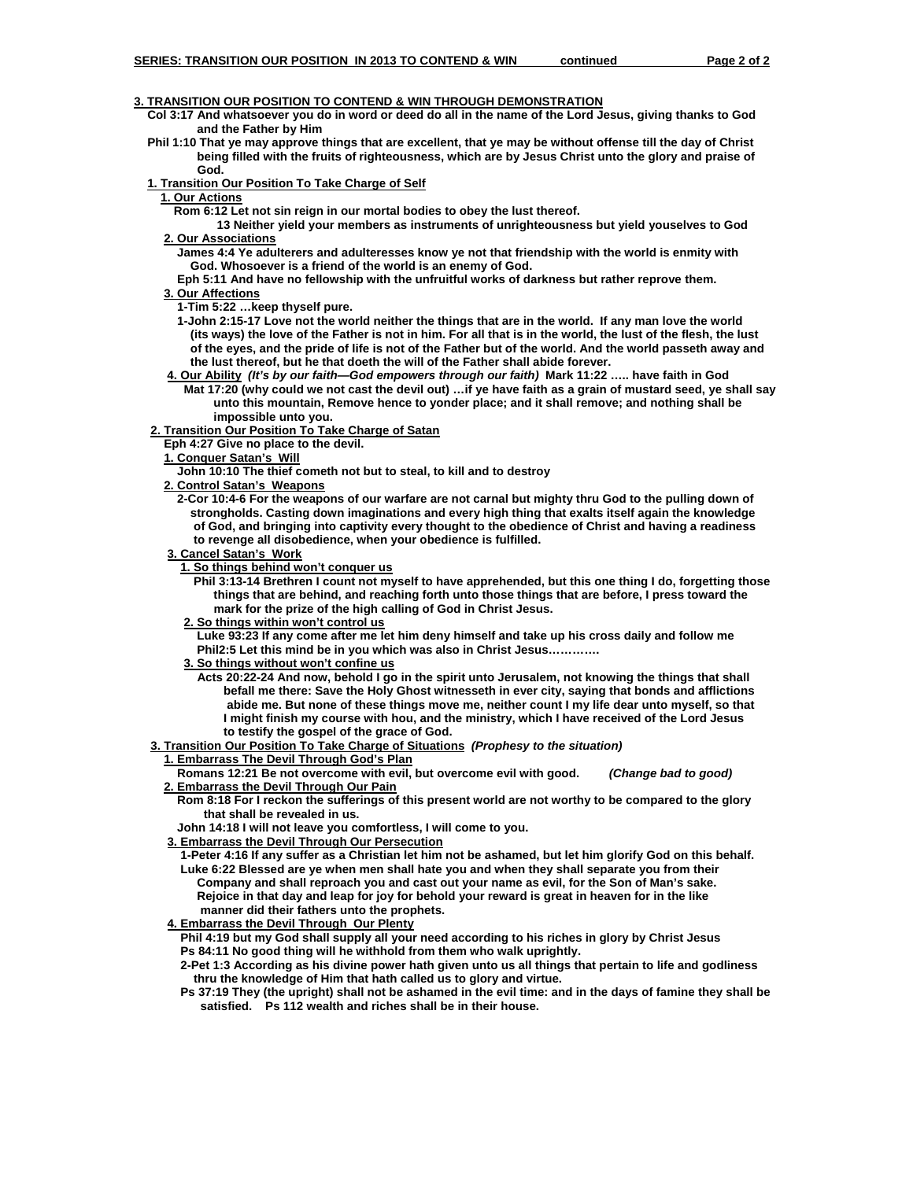## 3. TRANSITION OUR POSITION TO CONTEND & WIN THROUGH DEMONSTRATION

**Col 3:17 And whatsoever you do in word or deed do all in the name of the Lord Jesus, giving thanks to God and the Father by Him**

**Phil 1:10 That ye may approve things that are excellent, that ye may be without offense till the day of Christ being filled with the fruits of righteousness, which are by Jesus Christ unto the glory and praise of God.**

### 1. Transition Our Position To Take Charge of Self

**1. Our Actions**

**Rom 6:12 Let not sin reign in our mortal bodies to obey the lust thereof.**
**13 Neither yield your members as instruments of unrighteousness but yield youselves to God**

**2. Our Associations**

**James 4:4 Ye adulterers and adulteresses know ye not that friendship with the world is enmity with God. Whosoever is a friend of the world is an enemy of God.**

**Eph 5:11 And have no fellowship with the unfruitful works of darkness but rather reprove them.**

**3. Our Affections**

**1-Tim 5:22 …keep thyself pure.**

**1-John 2:15-17 Love not the world neither the things that are in the world. If any man love the world (its ways) the love of the Father is not in him. For all that is in the world, the lust of the flesh, the lust of the eyes, and the pride of life is not of the Father but of the world. And the world passeth away and the lust thereof, but he that doeth the will of the Father shall abide forever.**

**4. Our Ability** ***(It's by our faith—God empowers through our faith)*** **Mark 11:22 ….. have faith in God**

**Mat 17:20 (why could we not cast the devil out) …if ye have faith as a grain of mustard seed, ye shall say unto this mountain, Remove hence to yonder place; and it shall remove; and nothing shall be impossible unto you.**

### 2. Transition Our Position To Take Charge of Satan

**Eph 4:27 Give no place to the devil.**

**1. Conquer Satan's Will**

**John 10:10 The thief cometh not but to steal, to kill and to destroy**

**2. Control Satan's Weapons**

**2-Cor 10:4-6 For the weapons of our warfare are not carnal but mighty thru God to the pulling down of strongholds. Casting down imaginations and every high thing that exalts itself again the knowledge of God, and bringing into captivity every thought to the obedience of Christ and having a readiness to revenge all disobedience, when your obedience is fulfilled.**

**3. Cancel Satan's Work**

**1. So things behind won't conquer us**

**Phil 3:13-14 Brethren I count not myself to have apprehended, but this one thing I do, forgetting those things that are behind, and reaching forth unto those things that are before, I press toward the mark for the prize of the high calling of God in Christ Jesus.**

**2. So things within won't control us**

**Luke 93:23 If any come after me let him deny himself and take up his cross daily and follow me**
**Phil2:5 Let this mind be in you which was also in Christ Jesus…………**

**3. So things without won't confine us**

**Acts 20:22-24 And now, behold I go in the spirit unto Jerusalem, not knowing the things that shall befall me there: Save the Holy Ghost witnesseth in ever city, saying that bonds and afflictions abide me. But none of these things move me, neither count I my life dear unto myself, so that I might finish my course with hou, and the ministry, which I have received of the Lord Jesus to testify the gospel of the grace of God.**

### 3. Transition Our Position To Take Charge of Situations *(Prophesy to the situation)*

**1. Embarrass The Devil Through God's Plan**

**Romans 12:21 Be not overcome with evil, but overcome evil with good.** ***(Change bad to good)***

**2. Embarrass the Devil Through Our Pain**

**Rom 8:18 For I reckon the sufferings of this present world are not worthy to be compared to the glory that shall be revealed in us.**

**John 14:18 I will not leave you comfortless, I will come to you.**

**3. Embarrass the Devil Through Our Persecution**

**1-Peter 4:16 If any suffer as a Christian let him not be ashamed, but let him glorify God on this behalf.**

**Luke 6:22 Blessed are ye when men shall hate you and when they shall separate you from their Company and shall reproach you and cast out your name as evil, for the Son of Man's sake. Rejoice in that day and leap for joy for behold your reward is great in heaven for in the like manner did their fathers unto the prophets.**

**4. Embarrass the Devil Through Our Plenty**

**Phil 4:19 but my God shall supply all your need according to his riches in glory by Christ Jesus**

**Ps 84:11 No good thing will he withhold from them who walk uprightly.**

**2-Pet 1:3 According as his divine power hath given unto us all things that pertain to life and godliness thru the knowledge of Him that hath called us to glory and virtue.**

**Ps 37:19 They (the upright) shall not be ashamed in the evil time: and in the days of famine they shall be satisfied. Ps 112 wealth and riches shall be in their house.**